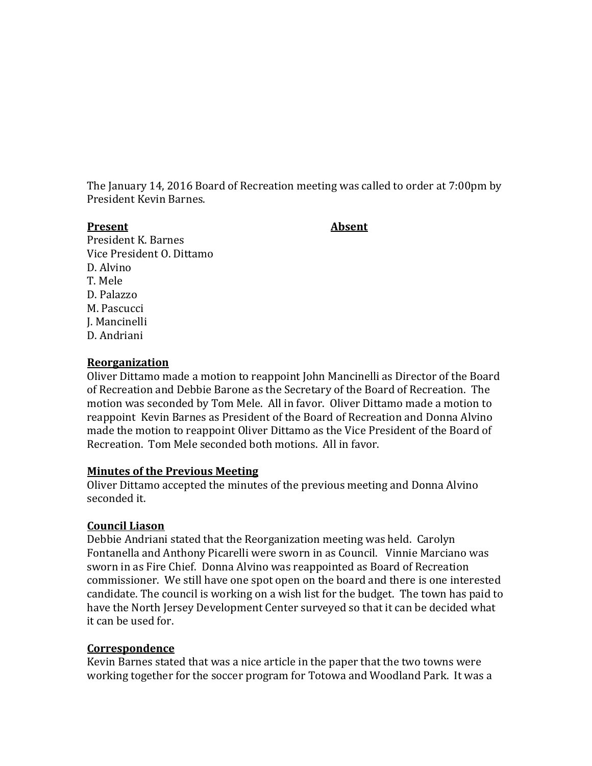The January 14, 2016 Board of Recreation meeting was called to order at 7:00pm by President Kevin Barnes.

| **Present** | **Absent** |
| --- | --- |
| President K. Barnes | |
| Vice President O. Dittamo | |
| D. Alvino | |
| T. Mele | |
| D. Palazzo | |
| M. Pascucci | |
| J. Mancinelli | |
| D. Andriani | |

**Reorganization**

Oliver Dittamo made a motion to reappoint John Mancinelli as Director of the Board of Recreation and Debbie Barone as the Secretary of the Board of Recreation. The motion was seconded by Tom Mele. All in favor. Oliver Dittamo made a motion to reappoint Kevin Barnes as President of the Board of Recreation and Donna Alvino made the motion to reappoint Oliver Dittamo as the Vice President of the Board of Recreation. Tom Mele seconded both motions. All in favor.

**Minutes of the Previous Meeting**

Oliver Dittamo accepted the minutes of the previous meeting and Donna Alvino seconded it.

**Council Liason**

Debbie Andriani stated that the Reorganization meeting was held. Carolyn Fontanella and Anthony Picarelli were sworn in as Council. Vinnie Marciano was sworn in as Fire Chief. Donna Alvino was reappointed as Board of Recreation commissioner. We still have one spot open on the board and there is one interested candidate. The council is working on a wish list for the budget. The town has paid to have the North Jersey Development Center surveyed so that it can be decided what it can be used for.

**Correspondence**

Kevin Barnes stated that was a nice article in the paper that the two towns were working together for the soccer program for Totowa and Woodland Park. It was a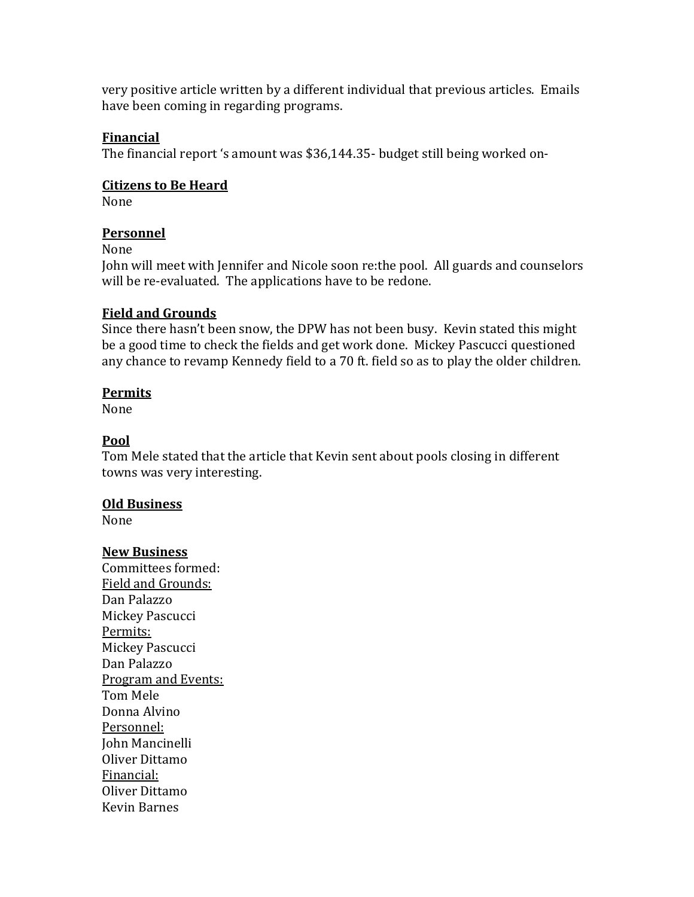very positive article written by a different individual that previous articles. Emails have been coming in regarding programs.

**<u>Financial</u>**

The financial report 's amount was $36,144.35- budget still being worked on-

**<u>Citizens to Be Heard</u>**

None

**<u>Personnel</u>**

None

John will meet with Jennifer and Nicole soon re:the pool. All guards and counselors will be re-evaluated. The applications have to be redone.

**<u>Field and Grounds</u>**

Since there hasn't been snow, the DPW has not been busy. Kevin stated this might be a good time to check the fields and get work done. Mickey Pascucci questioned any chance to revamp Kennedy field to a 70 ft. field so as to play the older children.

**<u>Permits</u>**

None

**<u>Pool</u>**

Tom Mele stated that the article that Kevin sent about pools closing in different towns was very interesting.

**<u>Old Business</u>**

None

**<u>New Business</u>**

Committees formed:

<u>Field and Grounds:</u>

Dan Palazzo

Mickey Pascucci

<u>Permits:</u>

Mickey Pascucci

Dan Palazzo

<u>Program and Events:</u>

Tom Mele

Donna Alvino

<u>Personnel:</u>

John Mancinelli

Oliver Dittamo

<u>Financial:</u>

Oliver Dittamo

Kevin Barnes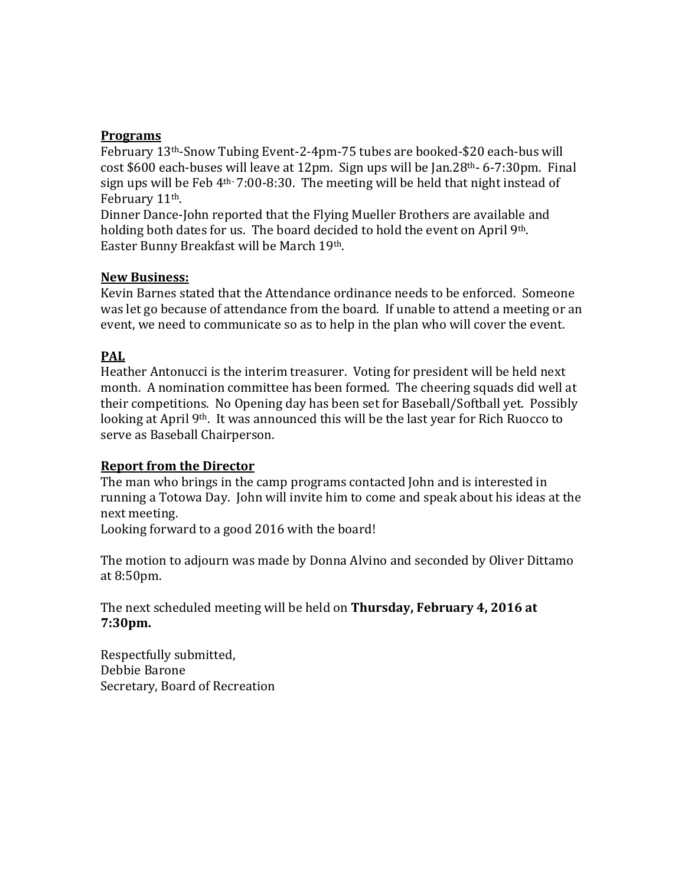**Programs**

February 13th-Snow Tubing Event-2-4pm-75 tubes are booked-$20 each-bus will cost $600 each-buses will leave at 12pm. Sign ups will be Jan.28th- 6-7:30pm. Final sign ups will be Feb 4th- 7:00-8:30. The meeting will be held that night instead of February 11th.

Dinner Dance-John reported that the Flying Mueller Brothers are available and holding both dates for us. The board decided to hold the event on April 9th.

Easter Bunny Breakfast will be March 19th.

**New Business:**

Kevin Barnes stated that the Attendance ordinance needs to be enforced. Someone was let go because of attendance from the board. If unable to attend a meeting or an event, we need to communicate so as to help in the plan who will cover the event.

**PAL**

Heather Antonucci is the interim treasurer. Voting for president will be held next month. A nomination committee has been formed. The cheering squads did well at their competitions. No Opening day has been set for Baseball/Softball yet. Possibly looking at April 9th. It was announced this will be the last year for Rich Ruocco to serve as Baseball Chairperson.

**Report from the Director**

The man who brings in the camp programs contacted John and is interested in running a Totowa Day. John will invite him to come and speak about his ideas at the next meeting.

Looking forward to a good 2016 with the board!

The motion to adjourn was made by Donna Alvino and seconded by Oliver Dittamo at 8:50pm.

The next scheduled meeting will be held on **Thursday, February 4, 2016 at 7:30pm.**

Respectfully submitted,
Debbie Barone
Secretary, Board of Recreation